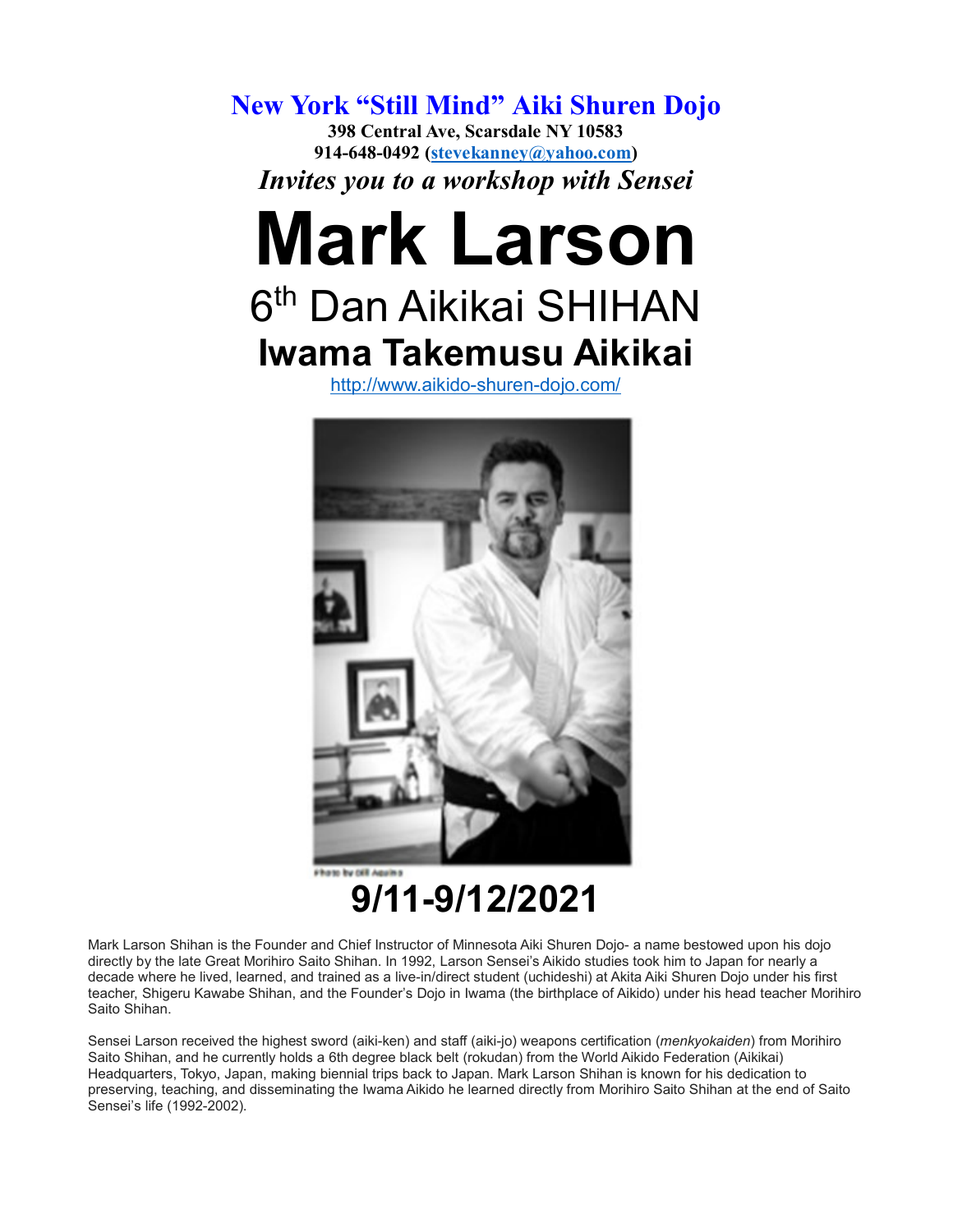# New York "Still Mind" Aiki Shuren Dojo

**398 Central Ave, Scarsdale NY 10583**
**914-648-0492 ([stevekanney@yahoo.com](mailto:stevekanney@yahoo.com))**

***Invites you to a workshop with Sensei***

# Mark Larson

## 6th Dan Aikikai SHIHAN

## Iwama Takemusu Aikikai

[http://www.aikido-shuren-dojo.com/](http://www.aikido-shuren-dojo.com/)

Photo by Bill Aquino

# 9/11-9/12/2021

Mark Larson Shihan is the Founder and Chief Instructor of Minnesota Aiki Shuren Dojo- a name bestowed upon his dojo directly by the late Great Morihiro Saito Shihan. In 1992, Larson Sensei's Aikido studies took him to Japan for nearly a decade where he lived, learned, and trained as a live-in/direct student (uchideshi) at Akita Aiki Shuren Dojo under his first teacher, Shigeru Kawabe Shihan, and the Founder's Dojo in Iwama (the birthplace of Aikido) under his head teacher Morihiro Saito Shihan.

Sensei Larson received the highest sword (aiki-ken) and staff (aiki-jo) weapons certification (*menkyokaiden*) from Morihiro Saito Shihan, and he currently holds a 6th degree black belt (rokudan) from the World Aikido Federation (Aikikai) Headquarters, Tokyo, Japan, making biennial trips back to Japan. Mark Larson Shihan is known for his dedication to preserving, teaching, and disseminating the Iwama Aikido he learned directly from Morihiro Saito Shihan at the end of Saito Sensei's life (1992-2002).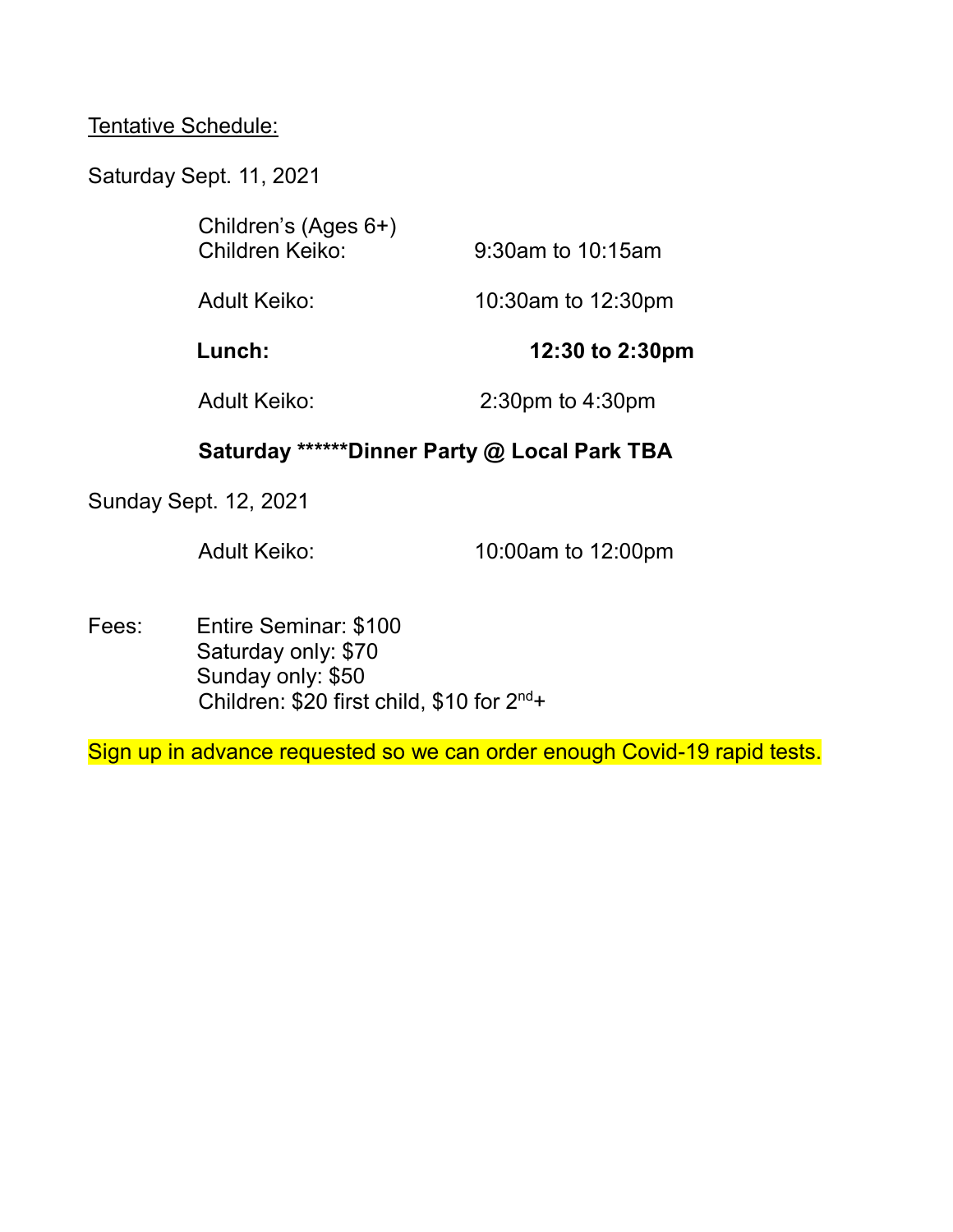Tentative Schedule:

Saturday Sept. 11, 2021

| | |
|---|---|
| Children's (Ages 6+) Children Keiko: | 9:30am to 10:15am |
| Adult Keiko: | 10:30am to 12:30pm |
| **Lunch:** | **12:30 to 2:30pm** |
| Adult Keiko: | 2:30pm to 4:30pm |

**Saturday ******Dinner Party @ Local Park TBA**

Sunday Sept. 12, 2021

| | |
|---|---|
| Adult Keiko: | 10:00am to 12:00pm |

Fees:
- Entire Seminar: $100
- Saturday only: $70
- Sunday only: $50
- Children: $20 first child, $10 for 2nd+

Sign up in advance requested so we can order enough Covid-19 rapid tests.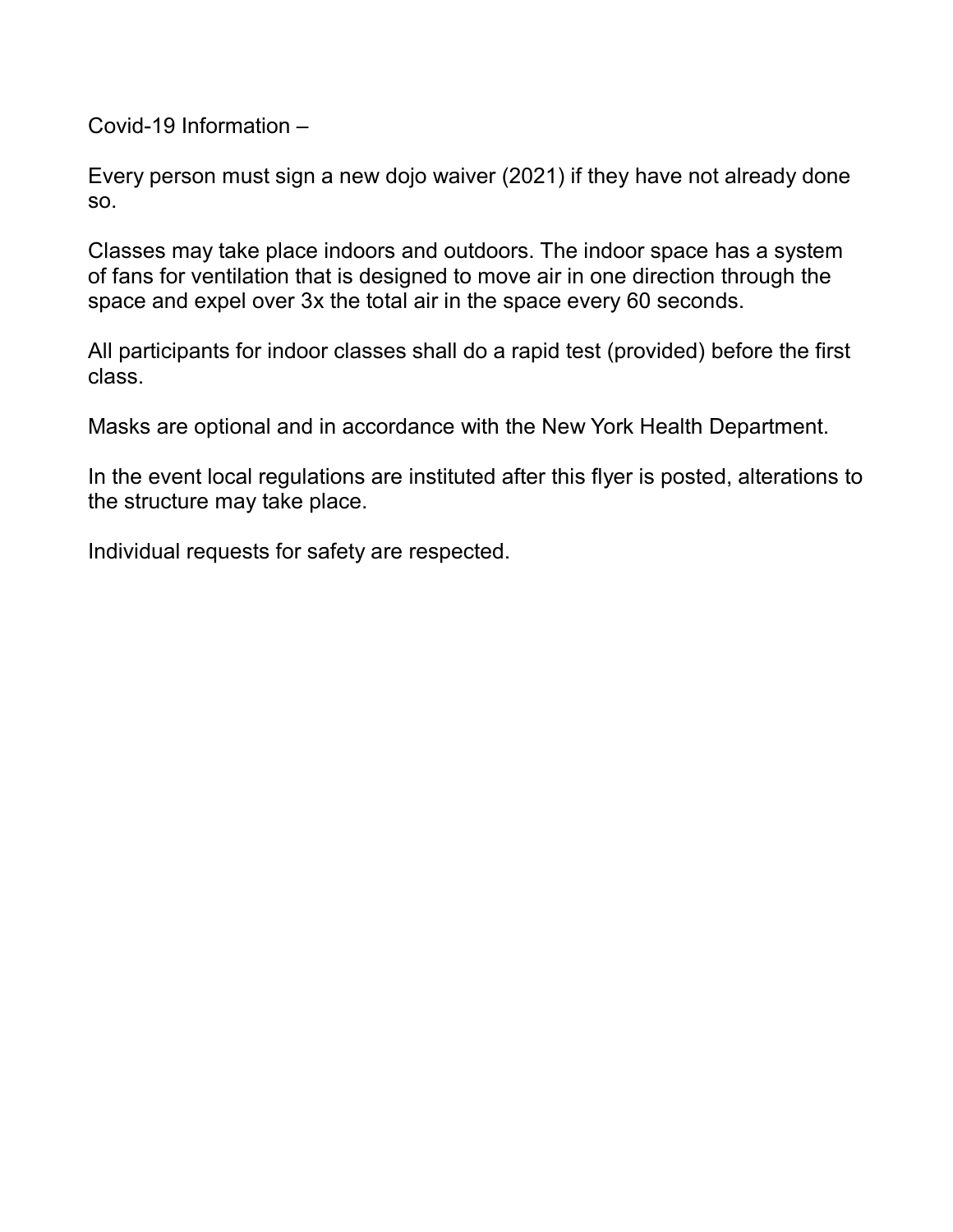Covid-19 Information –

Every person must sign a new dojo waiver (2021) if they have not already done so.

Classes may take place indoors and outdoors. The indoor space has a system of fans for ventilation that is designed to move air in one direction through the space and expel over 3x the total air in the space every 60 seconds.

All participants for indoor classes shall do a rapid test (provided) before the first class.

Masks are optional and in accordance with the New York Health Department.

In the event local regulations are instituted after this flyer is posted, alterations to the structure may take place.

Individual requests for safety are respected.